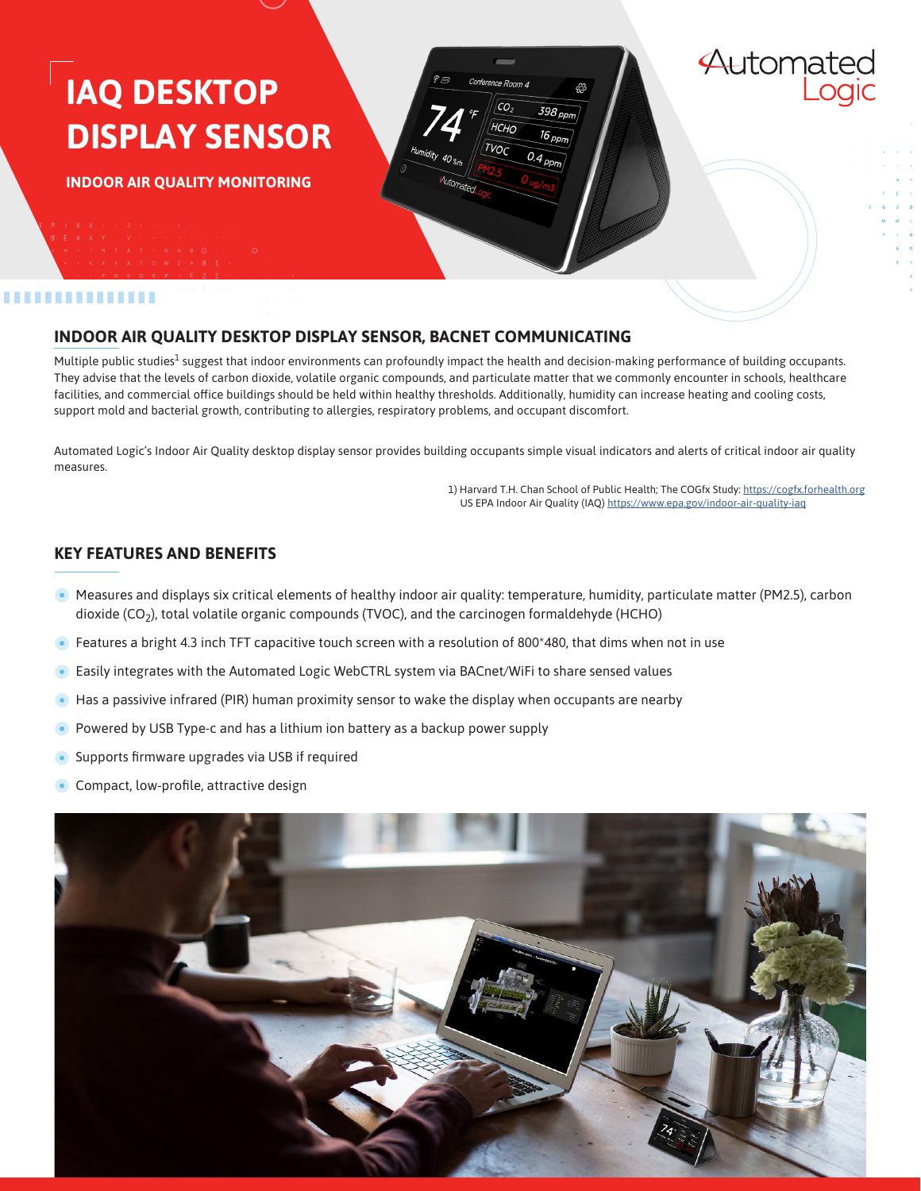# IAQ DESKTOP DISPLAY SENSOR

**INDOOR AIR QUALITY MONITORING**

Automated Logic

## INDOOR AIR QUALITY DESKTOP DISPLAY SENSOR, BACNET COMMUNICATING

Multiple public studies[1] suggest that indoor environments can profoundly impact the health and decision-making performance of building occupants. They advise that the levels of carbon dioxide, volatile organic compounds, and particulate matter that we commonly encounter in schools, healthcare facilities, and commercial office buildings should be held within healthy thresholds. Additionally, humidity can increase heating and cooling costs, support mold and bacterial growth, contributing to allergies, respiratory problems, and occupant discomfort.

Automated Logic's Indoor Air Quality desktop display sensor provides building occupants simple visual indicators and alerts of critical indoor air quality measures.

1) Harvard T.H. Chan School of Public Health; The COGfx Study: https://cogfx.forhealth.org
US EPA Indoor Air Quality (IAQ) https://www.epa.gov/indoor-air-quality-iaq

## KEY FEATURES AND BENEFITS

- Measures and displays six critical elements of healthy indoor air quality: temperature, humidity, particulate matter (PM2.5), carbon dioxide ($CO_2$), total volatile organic compounds (TVOC), and the carcinogen formaldehyde (HCHO)
- Features a bright 4.3 inch TFT capacitive touch screen with a resolution of 800*480, that dims when not in use
- Easily integrates with the Automated Logic WebCTRL system via BACnet/WiFi to share sensed values
- Has a passivive infrared (PIR) human proximity sensor to wake the display when occupants are nearby
- Powered by USB Type-c and has a lithium ion battery as a backup power supply
- Supports firmware upgrades via USB if required
- Compact, low-profile, attractive design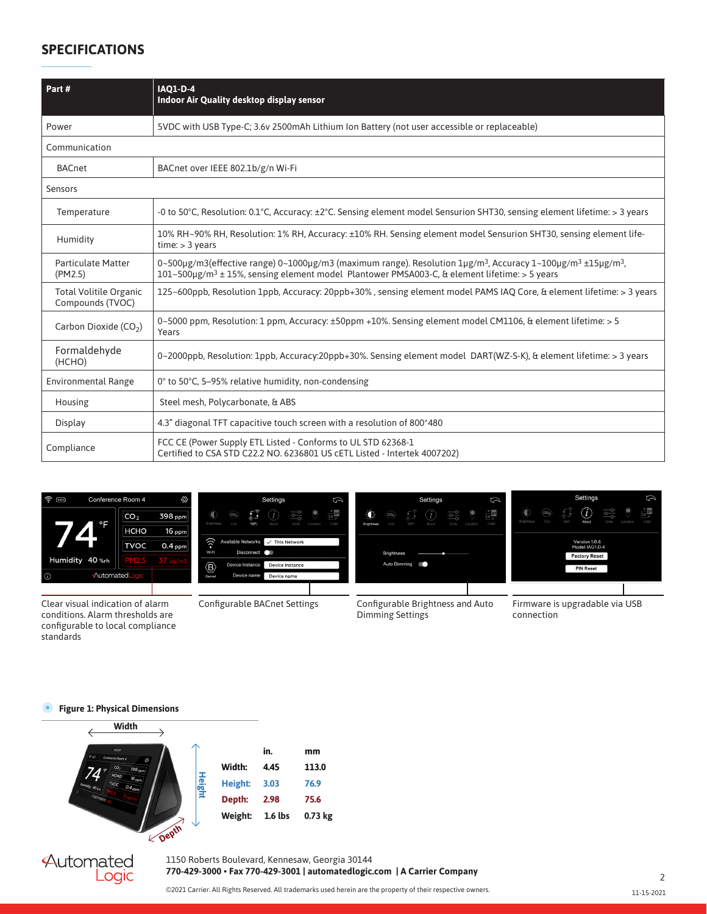## SPECIFICATIONS

| Part # | IAQ1-D-4<br>**Indoor Air Quality desktop display sensor** |
|---|---|
| Power | 5VDC with USB Type-C; 3.6v 2500mAh Lithium Ion Battery (not user accessible or replaceable) |
| Communication | |
| BACnet | BACnet over IEEE 802.1b/g/n Wi-Fi |
| Sensors | |
| Temperature | -0 to 50°C, Resolution: 0.1°C, Accuracy: ±2°C. Sensing element model Sensurion SHT30, sensing element lifetime: > 3 years |
| Humidity | 10% RH~90% RH, Resolution: 1% RH, Accuracy: ±10% RH. Sensing element model Sensurion SHT30, sensing element lifetime: > 3 years |
| Particulate Matter (PM2.5) | 0~500μg/m3(effective range) 0~1000μg/m3 (maximum range). Resolution 1μg/m$^3$, Accuracy 1~100μg/m$^3$ ±15μg/m$^3$, 101~500μg/m$^3$ ± 15%, sensing element model Plantower PMSA003-C, & element lifetime: > 5 years |
| Total Volitile Organic Compounds (TVOC) | 125~600ppb, Resolution 1ppb, Accuracy: 20ppb+30% , sensing element model PAMS IAQ Core, & element lifetime: > 3 years |
| Carbon Dioxide ($CO_2$) | 0~5000 ppm, Resolution: 1 ppm, Accuracy: ±50ppm +10%. Sensing element model CM1106, & element lifetime: > 5 Years |
| Formaldehyde (HCHO) | 0~2000ppb, Resolution: 1ppb, Accuracy:20ppb+30%. Sensing element model DART(WZ-S-K), & element lifetime: > 3 years |
| Environmental Range | 0° to 50°C, 5–95% relative humidity, non-condensing |
| Housing | Steel mesh, Polycarbonate, & ABS |
| Display | 4.3" diagonal TFT capacitive touch screen with a resolution of 800*480 |
| Compliance | FCC CE (Power Supply ETL Listed - Conforms to UL STD 62368-1<br>Certified to CSA STD C22.2 NO. 6236801 US cETL Listed - Intertek 4007202) |

Clear visual indication of alarm conditions. Alarm thresholds are configurable to local compliance standards

Configurable BACnet Settings

Configurable Brightness and Auto Dimming Settings

Firmware is upgradable via USB connection

**Figure 1: Physical Dimensions**

Width

Height

Depth

| | in. | mm |
|---|---|---|
| Width: | 4.45 | 113.0 |
| Height: | 3.03 | 76.9 |
| Depth: | 2.98 | 75.6 |
| Weight: | 1.6 lbs | 0.73 kg |

Automated Logic

1150 Roberts Boulevard, Kennesaw, Georgia 30144
**770-429-3000 • Fax 770-429-3001 | automatedlogic.com | A Carrier Company**

©2021 Carrier. All Rights Reserved. All trademarks used herein are the property of their respective owners.

11-15-2021